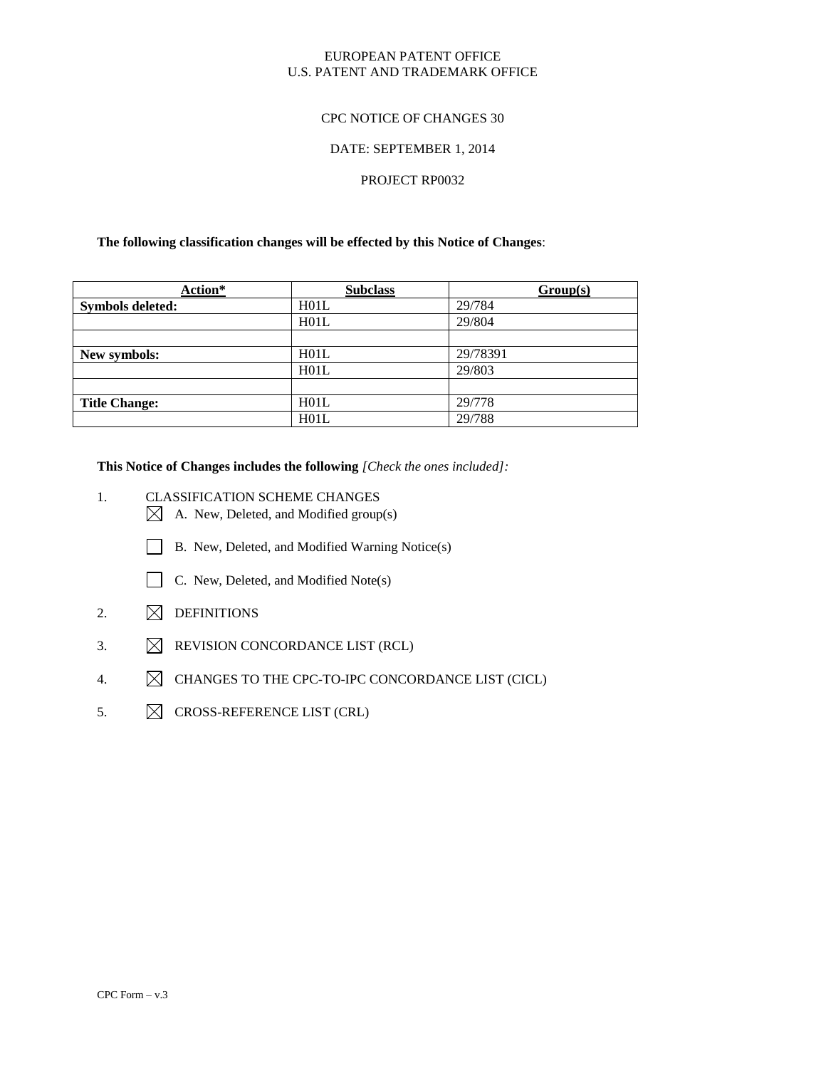EUROPEAN PATENT OFFICE
U.S. PATENT AND TRADEMARK OFFICE

CPC NOTICE OF CHANGES 30

DATE: SEPTEMBER 1, 2014

PROJECT RP0032

**The following classification changes will be effected by this Notice of Changes**:

| Action* | Subclass | Group(s) |
|---|---|---|
| **Symbols deleted:** | H01L | 29/784 |
| | H01L | 29/804 |
| | | |
| **New symbols:** | H01L | 29/78391 |
| | H01L | 29/803 |
| | | |
| **Title Change:** | H01L | 29/778 |
| | H01L | 29/788 |

**This Notice of Changes includes the following** *[Check the ones included]:*

1. CLASSIFICATION SCHEME CHANGES
   - [X] A. New, Deleted, and Modified group(s)
   - [ ] B. New, Deleted, and Modified Warning Notice(s)
   - [ ] C. New, Deleted, and Modified Note(s)
2. [X] DEFINITIONS
3. [X] REVISION CONCORDANCE LIST (RCL)
4. [X] CHANGES TO THE CPC-TO-IPC CONCORDANCE LIST (CICL)
5. [X] CROSS-REFERENCE LIST (CRL)

CPC Form – v.3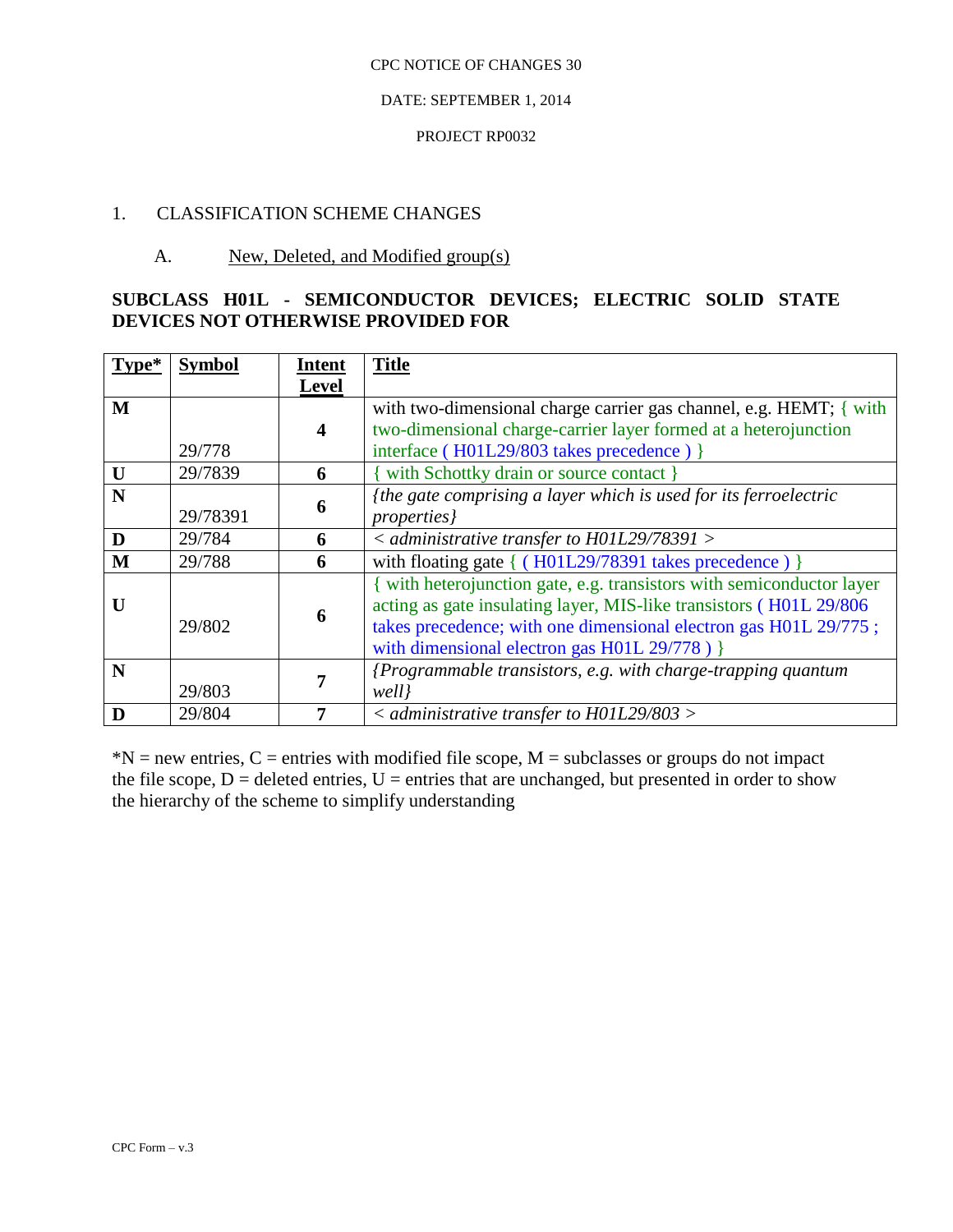CPC NOTICE OF CHANGES 30

DATE: SEPTEMBER 1, 2014

PROJECT RP0032

1. CLASSIFICATION SCHEME CHANGES

A. New, Deleted, and Modified group(s)

**SUBCLASS H01L - SEMICONDUCTOR DEVICES; ELECTRIC SOLID STATE DEVICES NOT OTHERWISE PROVIDED FOR**

| **Type*** | **Symbol** | **Intent Level** | **Title** |
|---|---|---|---|
| **M** | 29/778 | **4** | with two-dimensional charge carrier gas channel, e.g. HEMT; { with two-dimensional charge-carrier layer formed at a heterojunction interface ( H01L29/803 takes precedence ) } |
| **U** | 29/7839 | **6** | { with Schottky drain or source contact } |
| **N** | 29/78391 | **6** | *{the gate comprising a layer which is used for its ferroelectric properties}* |
| **D** | 29/784 | **6** | *< administrative transfer to H01L29/78391 >* |
| **M** | 29/788 | **6** | with floating gate { ( H01L29/78391 takes precedence ) } |
| **U** | 29/802 | **6** | { with heterojunction gate, e.g. transistors with semiconductor layer acting as gate insulating layer, MIS-like transistors ( H01L 29/806 takes precedence; with one dimensional electron gas H01L 29/775 ; with dimensional electron gas H01L 29/778 ) } |
| **N** | 29/803 | **7** | *{Programmable transistors, e.g. with charge-trapping quantum well}* |
| **D** | 29/804 | **7** | *< administrative transfer to H01L29/803 >* |

*N = new entries, C = entries with modified file scope, M = subclasses or groups do not impact the file scope, D = deleted entries, U = entries that are unchanged, but presented in order to show the hierarchy of the scheme to simplify understanding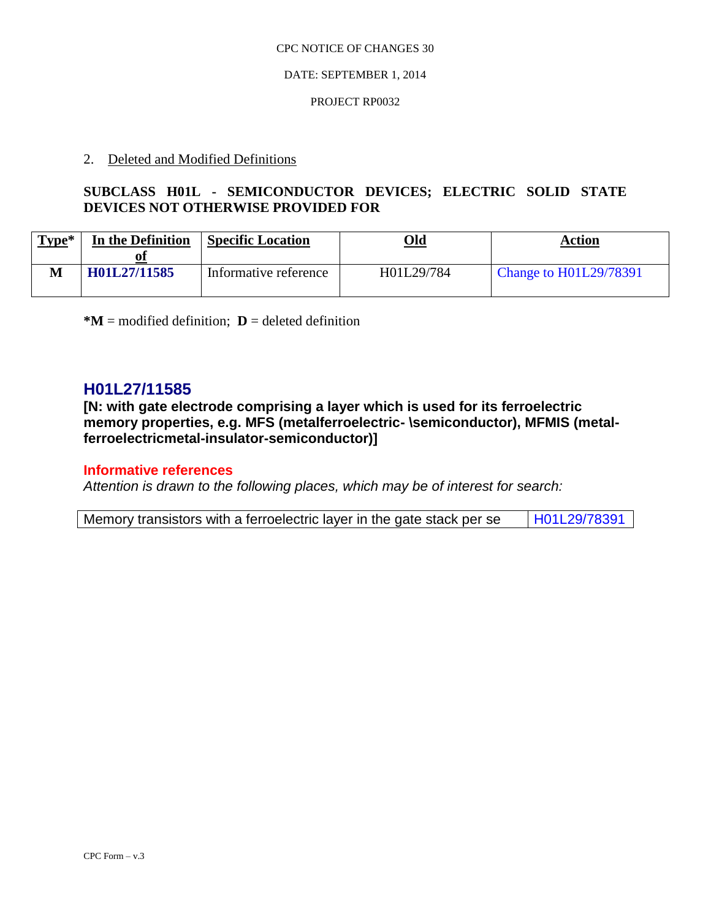CPC NOTICE OF CHANGES 30

DATE: SEPTEMBER 1, 2014

PROJECT RP0032

2. Deleted and Modified Definitions

**SUBCLASS H01L - SEMICONDUCTOR DEVICES; ELECTRIC SOLID STATE DEVICES NOT OTHERWISE PROVIDED FOR**

| Type* | In the Definition of | Specific Location | Old | Action |
|---|---|---|---|---|
| M | **H01L27/11585** | Informative reference | H01L29/784 | Change to H01L29/78391 |

***M** = modified definition; **D** = deleted definition

## H01L27/11585

**[N: with gate electrode comprising a layer which is used for its ferroelectric memory properties, e.g. MFS (metalferroelectric- \semiconductor), MFMIS (metal-ferroelectricmetal-insulator-semiconductor)]**

### Informative references

*Attention is drawn to the following places, which may be of interest for search:*

| | |
|---|---|
| Memory transistors with a ferroelectric layer in the gate stack per se | H01L29/78391 |

CPC Form – v.3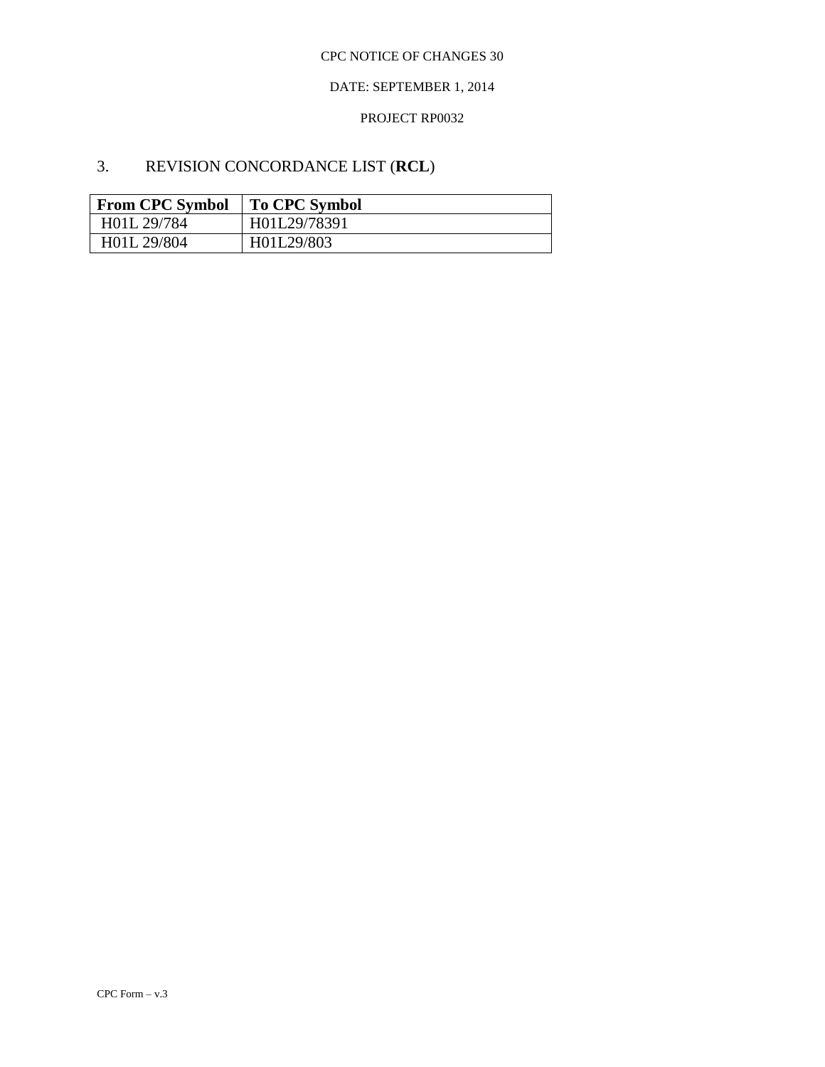## 3. REVISION CONCORDANCE LIST (**RCL**)

| From CPC Symbol | To CPC Symbol |
|---|---|
| H01L 29/784 | H01L29/78391 |
| H01L 29/804 | H01L29/803 |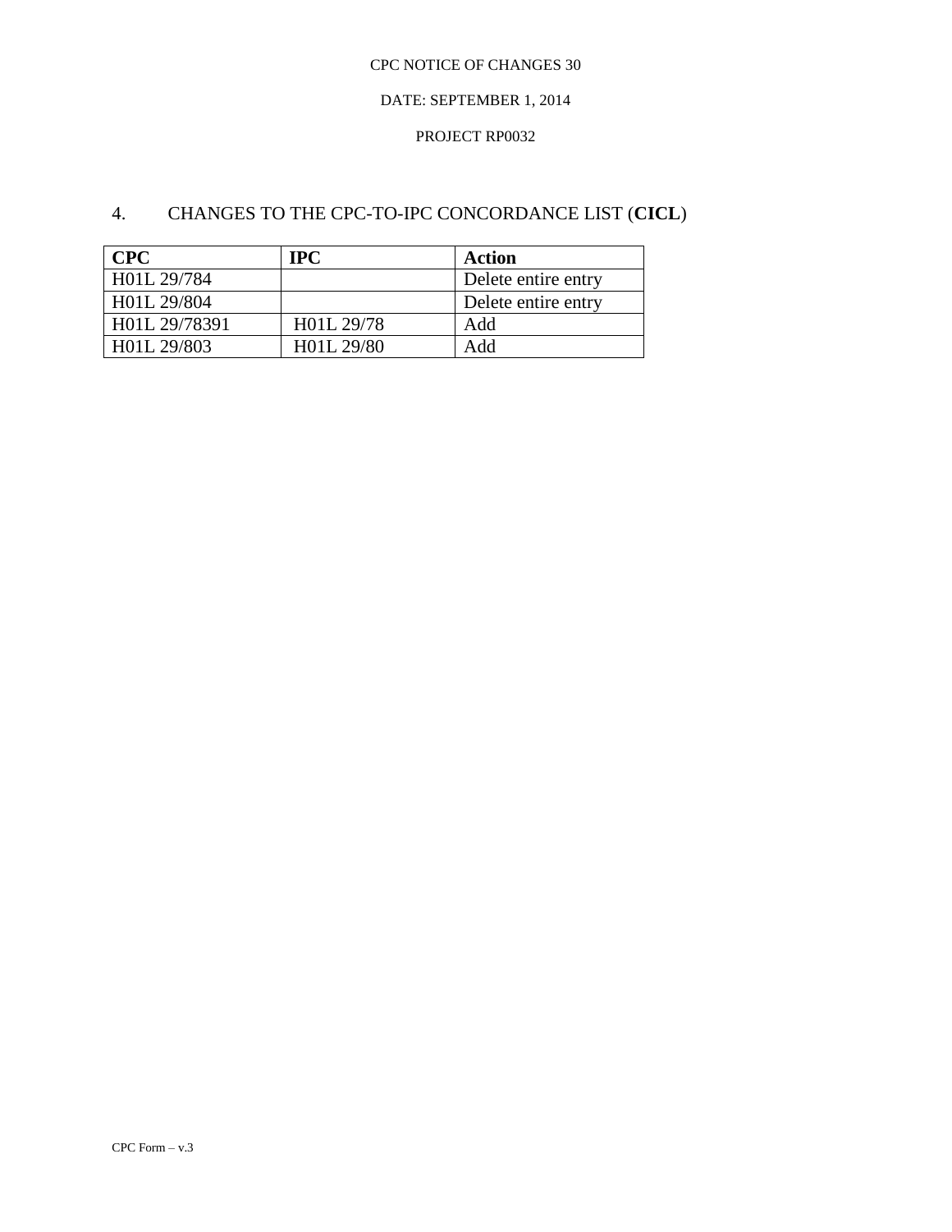## 4. CHANGES TO THE CPC-TO-IPC CONCORDANCE LIST (**CICL**)

| **CPC** | **IPC** | **Action** |
|---|---|---|
| H01L 29/784 | | Delete entire entry |
| H01L 29/804 | | Delete entire entry |
| H01L 29/78391 | H01L 29/78 | Add |
| H01L 29/803 | H01L 29/80 | Add |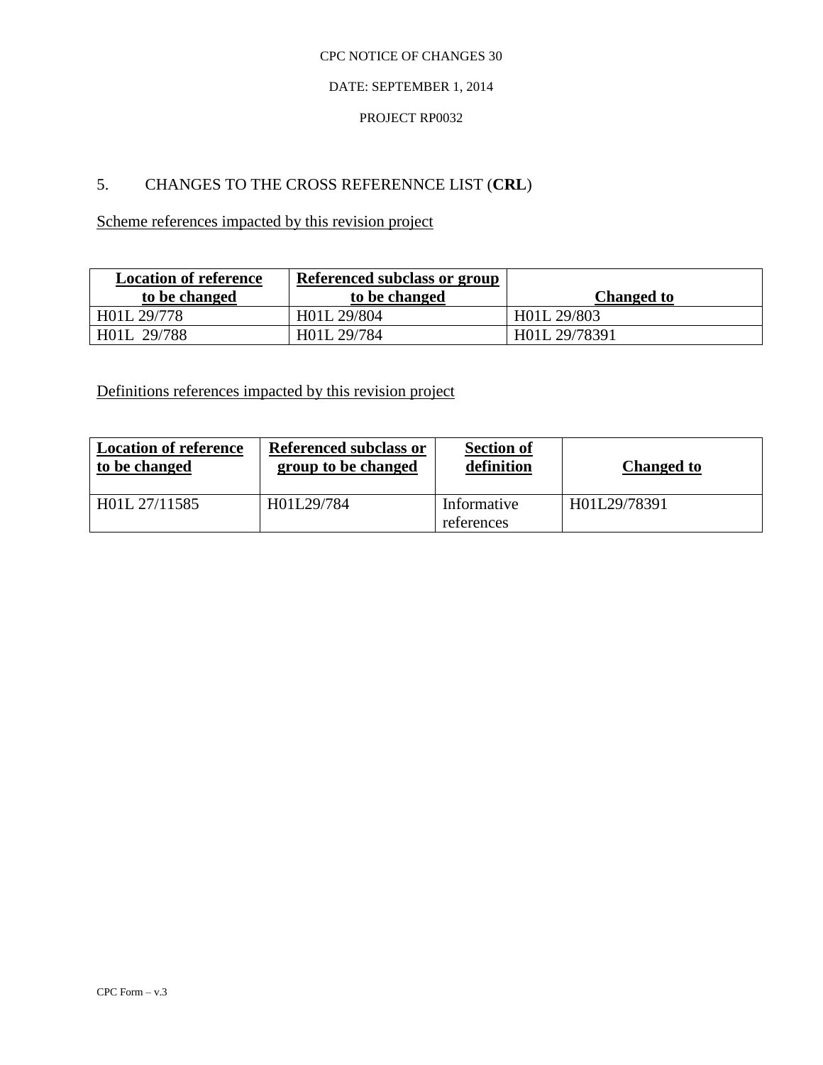CPC NOTICE OF CHANGES 30

DATE: SEPTEMBER 1, 2014

PROJECT RP0032

## 5. CHANGES TO THE CROSS REFERENNCE LIST (**CRL**)

Scheme references impacted by this revision project

| Location of reference to be changed | Referenced subclass or group to be changed | Changed to |
|---|---|---|
| H01L 29/778 | H01L 29/804 | H01L 29/803 |
| H01L 29/788 | H01L 29/784 | H01L 29/78391 |

Definitions references impacted by this revision project

| Location of reference to be changed | Referenced subclass or group to be changed | Section of definition | Changed to |
|---|---|---|---|
| H01L 27/11585 | H01L29/784 | Informative references | H01L29/78391 |